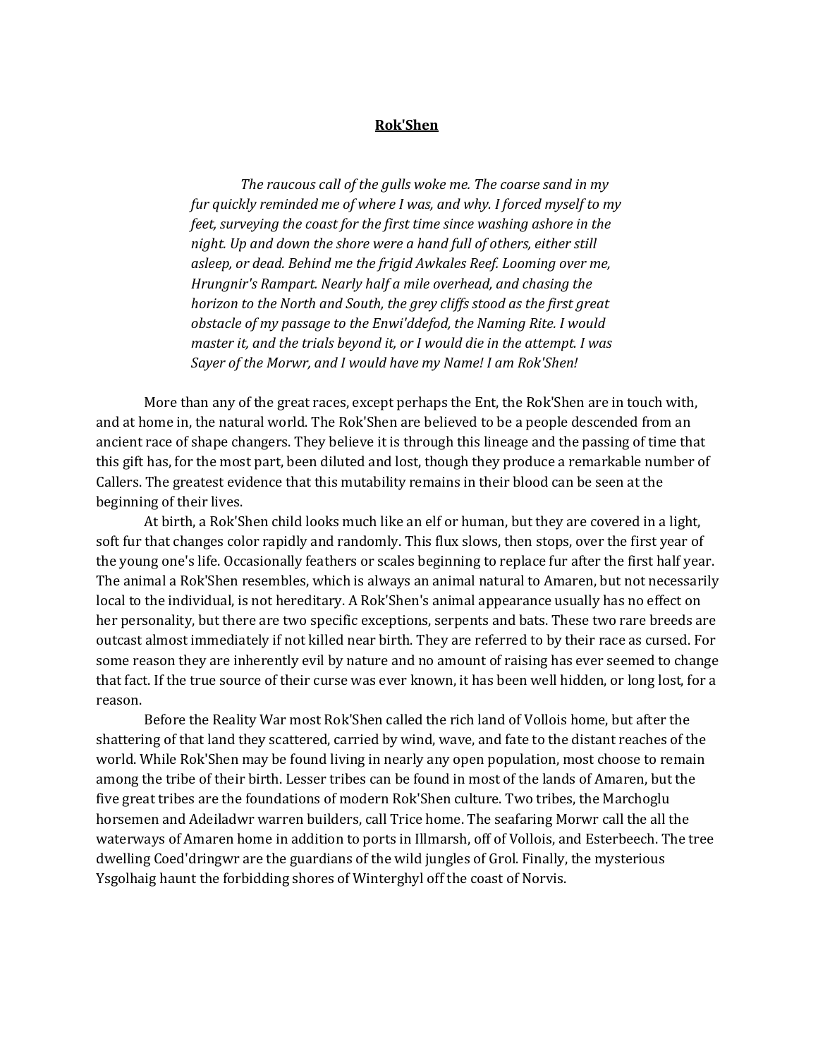# Rok'Shen

> *The raucous call of the gulls woke me. The coarse sand in my fur quickly reminded me of where I was, and why. I forced myself to my feet, surveying the coast for the first time since washing ashore in the night. Up and down the shore were a hand full of others, either still asleep, or dead. Behind me the frigid Awkales Reef. Looming over me, Hrungnir's Rampart. Nearly half a mile overhead, and chasing the horizon to the North and South, the grey cliffs stood as the first great obstacle of my passage to the Enwi'ddefod, the Naming Rite. I would master it, and the trials beyond it, or I would die in the attempt. I was Sayer of the Morwr, and I would have my Name! I am Rok'Shen!*

More than any of the great races, except perhaps the Ent, the Rok'Shen are in touch with, and at home in, the natural world. The Rok'Shen are believed to be a people descended from an ancient race of shape changers. They believe it is through this lineage and the passing of time that this gift has, for the most part, been diluted and lost, though they produce a remarkable number of Callers. The greatest evidence that this mutability remains in their blood can be seen at the beginning of their lives.

At birth, a Rok'Shen child looks much like an elf or human, but they are covered in a light, soft fur that changes color rapidly and randomly. This flux slows, then stops, over the first year of the young one's life. Occasionally feathers or scales beginning to replace fur after the first half year. The animal a Rok'Shen resembles, which is always an animal natural to Amaren, but not necessarily local to the individual, is not hereditary. A Rok'Shen's animal appearance usually has no effect on her personality, but there are two specific exceptions, serpents and bats. These two rare breeds are outcast almost immediately if not killed near birth. They are referred to by their race as cursed. For some reason they are inherently evil by nature and no amount of raising has ever seemed to change that fact. If the true source of their curse was ever known, it has been well hidden, or long lost, for a reason.

Before the Reality War most Rok'Shen called the rich land of Vollois home, but after the shattering of that land they scattered, carried by wind, wave, and fate to the distant reaches of the world. While Rok'Shen may be found living in nearly any open population, most choose to remain among the tribe of their birth. Lesser tribes can be found in most of the lands of Amaren, but the five great tribes are the foundations of modern Rok'Shen culture. Two tribes, the Marchoglu horsemen and Adeiladwr warren builders, call Trice home. The seafaring Morwr call the all the waterways of Amaren home in addition to ports in Illmarsh, off of Vollois, and Esterbeech. The tree dwelling Coed'dringwr are the guardians of the wild jungles of Grol. Finally, the mysterious Ysgolhaig haunt the forbidding shores of Winterghyl off the coast of Norvis.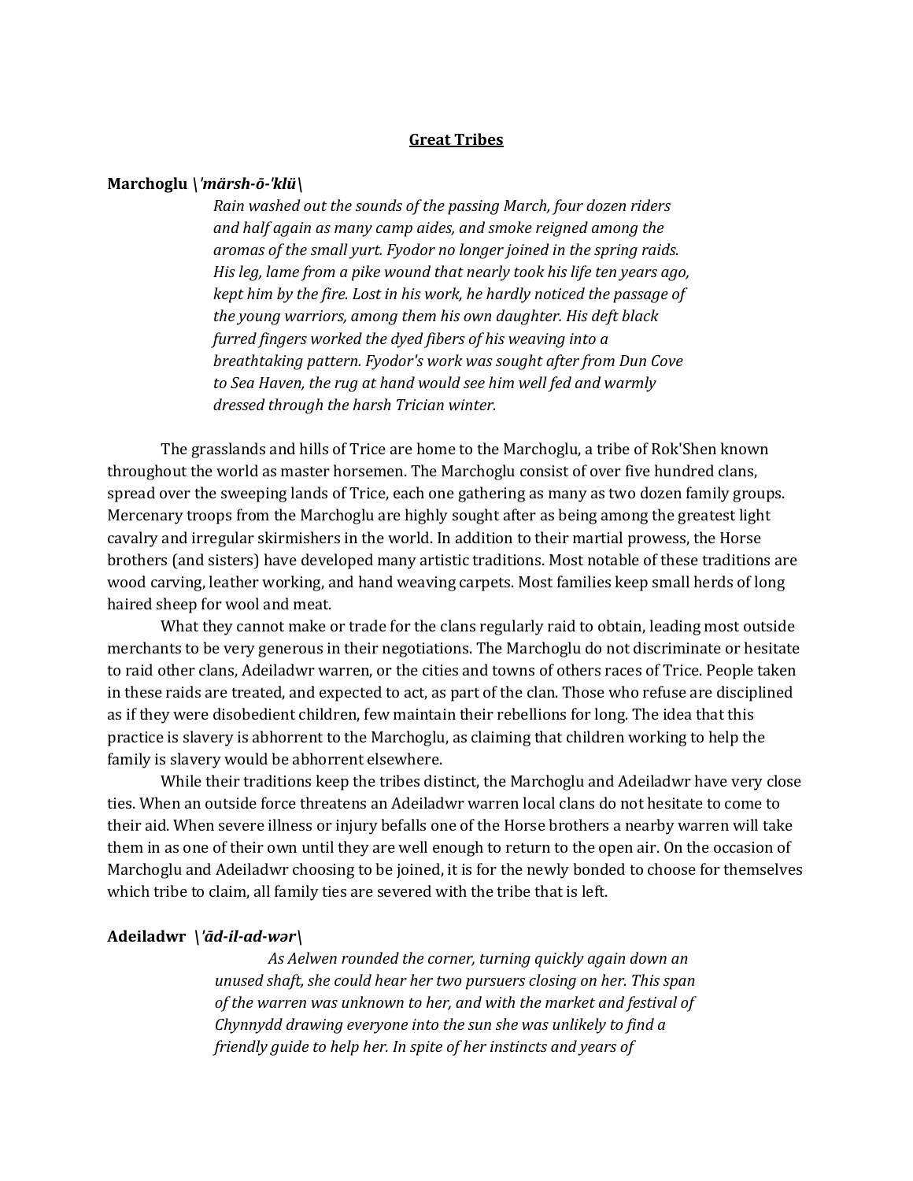## Great Tribes

**Marchoglu** ***\\'märsh-ō-'klü\\***

> *Rain washed out the sounds of the passing March, four dozen riders and half again as many camp aides, and smoke reigned among the aromas of the small yurt. Fyodor no longer joined in the spring raids. His leg, lame from a pike wound that nearly took his life ten years ago, kept him by the fire. Lost in his work, he hardly noticed the passage of the young warriors, among them his own daughter. His deft black furred fingers worked the dyed fibers of his weaving into a breathtaking pattern. Fyodor's work was sought after from Dun Cove to Sea Haven, the rug at hand would see him well fed and warmly dressed through the harsh Trician winter.*

The grasslands and hills of Trice are home to the Marchoglu, a tribe of Rok'Shen known throughout the world as master horsemen. The Marchoglu consist of over five hundred clans, spread over the sweeping lands of Trice, each one gathering as many as two dozen family groups. Mercenary troops from the Marchoglu are highly sought after as being among the greatest light cavalry and irregular skirmishers in the world. In addition to their martial prowess, the Horse brothers (and sisters) have developed many artistic traditions. Most notable of these traditions are wood carving, leather working, and hand weaving carpets. Most families keep small herds of long haired sheep for wool and meat.

What they cannot make or trade for the clans regularly raid to obtain, leading most outside merchants to be very generous in their negotiations. The Marchoglu do not discriminate or hesitate to raid other clans, Adeiladwr warren, or the cities and towns of others races of Trice. People taken in these raids are treated, and expected to act, as part of the clan. Those who refuse are disciplined as if they were disobedient children, few maintain their rebellions for long. The idea that this practice is slavery is abhorrent to the Marchoglu, as claiming that children working to help the family is slavery would be abhorrent elsewhere.

While their traditions keep the tribes distinct, the Marchoglu and Adeiladwr have very close ties. When an outside force threatens an Adeiladwr warren local clans do not hesitate to come to their aid. When severe illness or injury befalls one of the Horse brothers a nearby warren will take them in as one of their own until they are well enough to return to the open air. On the occasion of Marchoglu and Adeiladwr choosing to be joined, it is for the newly bonded to choose for themselves which tribe to claim, all family ties are severed with the tribe that is left.

**Adeiladwr** ***\\'ād-il-ad-wər\\***

> *As Aelwen rounded the corner, turning quickly again down an unused shaft, she could hear her two pursuers closing on her. This span of the warren was unknown to her, and with the market and festival of Chynnydd drawing everyone into the sun she was unlikely to find a friendly guide to help her. In spite of her instincts and years of*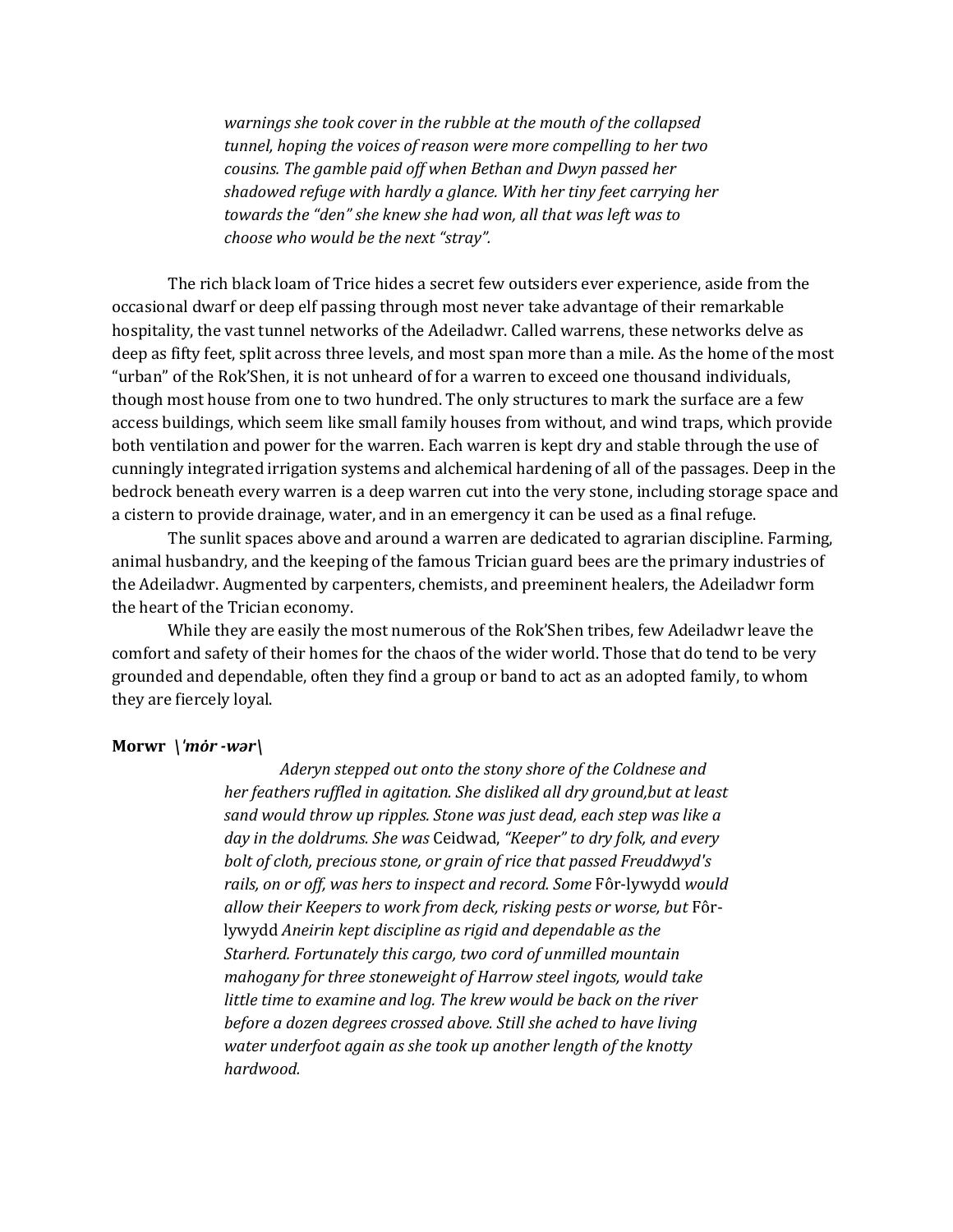*warnings she took cover in the rubble at the mouth of the collapsed tunnel, hoping the voices of reason were more compelling to her two cousins. The gamble paid off when Bethan and Dwyn passed her shadowed refuge with hardly a glance. With her tiny feet carrying her towards the "den" she knew she had won, all that was left was to choose who would be the next "stray".*

The rich black loam of Trice hides a secret few outsiders ever experience, aside from the occasional dwarf or deep elf passing through most never take advantage of their remarkable hospitality, the vast tunnel networks of the Adeiladwr. Called warrens, these networks delve as deep as fifty feet, split across three levels, and most span more than a mile. As the home of the most "urban" of the Rok'Shen, it is not unheard of for a warren to exceed one thousand individuals, though most house from one to two hundred. The only structures to mark the surface are a few access buildings, which seem like small family houses from without, and wind traps, which provide both ventilation and power for the warren. Each warren is kept dry and stable through the use of cunningly integrated irrigation systems and alchemical hardening of all of the passages. Deep in the bedrock beneath every warren is a deep warren cut into the very stone, including storage space and a cistern to provide drainage, water, and in an emergency it can be used as a final refuge.

The sunlit spaces above and around a warren are dedicated to agrarian discipline. Farming, animal husbandry, and the keeping of the famous Trician guard bees are the primary industries of the Adeiladwr. Augmented by carpenters, chemists, and preeminent healers, the Adeiladwr form the heart of the Trician economy.

While they are easily the most numerous of the Rok'Shen tribes, few Adeiladwr leave the comfort and safety of their homes for the chaos of the wider world. Those that do tend to be very grounded and dependable, often they find a group or band to act as an adopted family, to whom they are fiercely loyal.

**Morwr** ***\'mȯr -wər\***

*Aderyn stepped out onto the stony shore of the Coldnese and her feathers ruffled in agitation. She disliked all dry ground,but at least sand would throw up ripples. Stone was just dead, each step was like a day in the doldrums. She was* Ceidwad, *"Keeper" to dry folk, and every bolt of cloth, precious stone, or grain of rice that passed Freuddwyd's rails, on or off, was hers to inspect and record. Some* Fôr-lywydd *would allow their Keepers to work from deck, risking pests or worse, but* Fôr-lywydd *Aneirin kept discipline as rigid and dependable as the Starherd. Fortunately this cargo, two cord of unmilled mountain mahogany for three stoneweight of Harrow steel ingots, would take little time to examine and log. The krew would be back on the river before a dozen degrees crossed above. Still she ached to have living water underfoot again as she took up another length of the knotty hardwood.*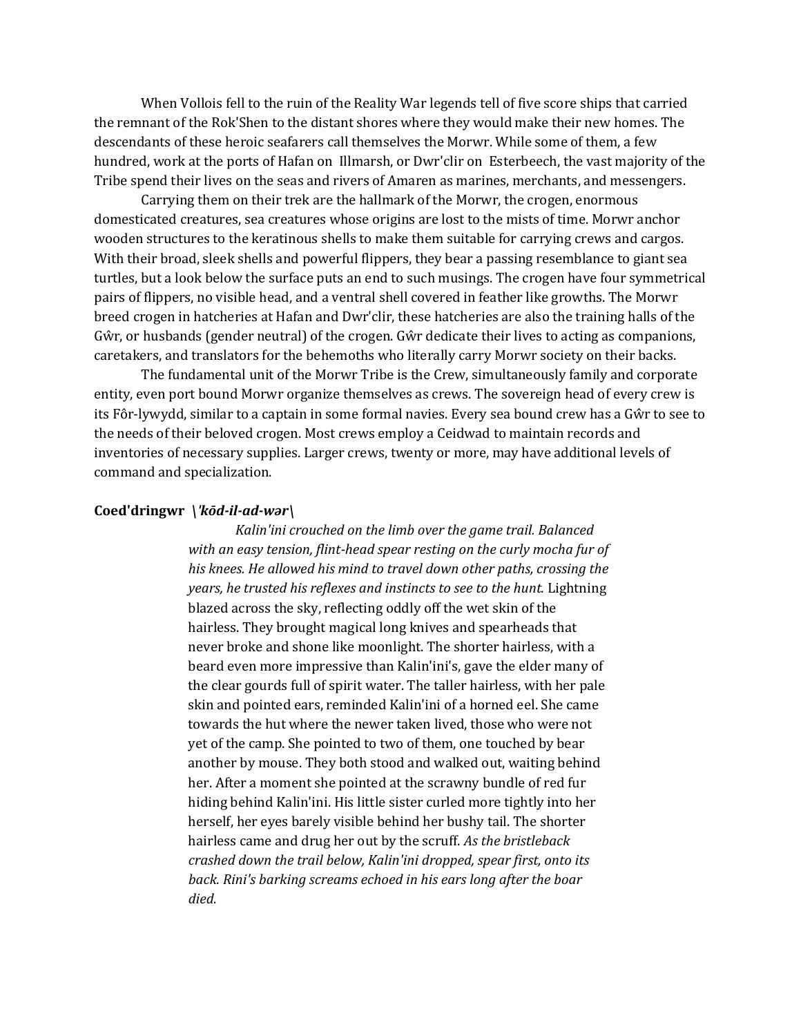When Vollois fell to the ruin of the Reality War legends tell of five score ships that carried the remnant of the Rok'Shen to the distant shores where they would make their new homes. The descendants of these heroic seafarers call themselves the Morwr. While some of them, a few hundred, work at the ports of Hafan on Illmarsh, or Dwr'clir on Esterbeech, the vast majority of the Tribe spend their lives on the seas and rivers of Amaren as marines, merchants, and messengers.

Carrying them on their trek are the hallmark of the Morwr, the crogen, enormous domesticated creatures, sea creatures whose origins are lost to the mists of time. Morwr anchor wooden structures to the keratinous shells to make them suitable for carrying crews and cargos. With their broad, sleek shells and powerful flippers, they bear a passing resemblance to giant sea turtles, but a look below the surface puts an end to such musings. The crogen have four symmetrical pairs of flippers, no visible head, and a ventral shell covered in feather like growths. The Morwr breed crogen in hatcheries at Hafan and Dwr'clir, these hatcheries are also the training halls of the Gŵr, or husbands (gender neutral) of the crogen. Gŵr dedicate their lives to acting as companions, caretakers, and translators for the behemoths who literally carry Morwr society on their backs.

The fundamental unit of the Morwr Tribe is the Crew, simultaneously family and corporate entity, even port bound Morwr organize themselves as crews. The sovereign head of every crew is its Fôr-lywydd, similar to a captain in some formal navies. Every sea bound crew has a Gŵr to see to the needs of their beloved crogen. Most crews employ a Ceidwad to maintain records and inventories of necessary supplies. Larger crews, twenty or more, may have additional levels of command and specialization.

**Coed'dringwr** ***\\'kōd-il-ad-wər\\***

> *Kalin'ini crouched on the limb over the game trail. Balanced with an easy tension, flint-head spear resting on the curly mocha fur of his knees. He allowed his mind to travel down other paths, crossing the years, he trusted his reflexes and instincts to see to the hunt.* Lightning blazed across the sky, reflecting oddly off the wet skin of the hairless. They brought magical long knives and spearheads that never broke and shone like moonlight. The shorter hairless, with a beard even more impressive than Kalin'ini's, gave the elder many of the clear gourds full of spirit water. The taller hairless, with her pale skin and pointed ears, reminded Kalin'ini of a horned eel. She came towards the hut where the newer taken lived, those who were not yet of the camp. She pointed to two of them, one touched by bear another by mouse. They both stood and walked out, waiting behind her. After a moment she pointed at the scrawny bundle of red fur hiding behind Kalin'ini. His little sister curled more tightly into her herself, her eyes barely visible behind her bushy tail. The shorter hairless came and drug her out by the scruff. *As the bristleback crashed down the trail below, Kalin'ini dropped, spear first, onto its back. Rini's barking screams echoed in his ears long after the boar died.*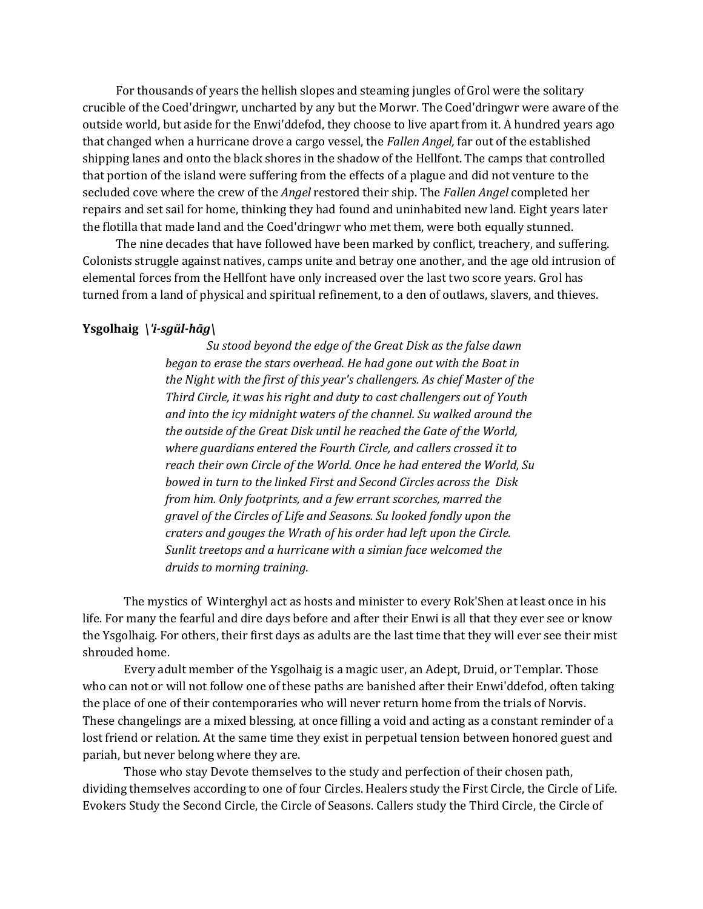For thousands of years the hellish slopes and steaming jungles of Grol were the solitary crucible of the Coed'dringwr, uncharted by any but the Morwr. The Coed'dringwr were aware of the outside world, but aside for the Enwi'ddefod, they choose to live apart from it. A hundred years ago that changed when a hurricane drove a cargo vessel, the *Fallen Angel,* far out of the established shipping lanes and onto the black shores in the shadow of the Hellfont. The camps that controlled that portion of the island were suffering from the effects of a plague and did not venture to the secluded cove where the crew of the *Angel* restored their ship. The *Fallen Angel* completed her repairs and set sail for home, thinking they had found and uninhabited new land. Eight years later the flotilla that made land and the Coed'dringwr who met them, were both equally stunned.

The nine decades that have followed have been marked by conflict, treachery, and suffering. Colonists struggle against natives, camps unite and betray one another, and the age old intrusion of elemental forces from the Hellfont have only increased over the last two score years. Grol has turned from a land of physical and spiritual refinement, to a den of outlaws, slavers, and thieves.

**Ysgolhaig** ***\'i-sgül-hāg\***

> *Su stood beyond the edge of the Great Disk as the false dawn began to erase the stars overhead. He had gone out with the Boat in the Night with the first of this year's challengers. As chief Master of the Third Circle, it was his right and duty to cast challengers out of Youth and into the icy midnight waters of the channel. Su walked around the the outside of the Great Disk until he reached the Gate of the World, where guardians entered the Fourth Circle, and callers crossed it to reach their own Circle of the World. Once he had entered the World, Su bowed in turn to the linked First and Second Circles across the Disk from him. Only footprints, and a few errant scorches, marred the gravel of the Circles of Life and Seasons. Su looked fondly upon the craters and gouges the Wrath of his order had left upon the Circle. Sunlit treetops and a hurricane with a simian face welcomed the druids to morning training.*

The mystics of Winterghyl act as hosts and minister to every Rok'Shen at least once in his life. For many the fearful and dire days before and after their Enwi is all that they ever see or know the Ysgolhaig. For others, their first days as adults are the last time that they will ever see their mist shrouded home.

Every adult member of the Ysgolhaig is a magic user, an Adept, Druid, or Templar. Those who can not or will not follow one of these paths are banished after their Enwi'ddefod, often taking the place of one of their contemporaries who will never return home from the trials of Norvis. These changelings are a mixed blessing, at once filling a void and acting as a constant reminder of a lost friend or relation. At the same time they exist in perpetual tension between honored guest and pariah, but never belong where they are.

Those who stay Devote themselves to the study and perfection of their chosen path, dividing themselves according to one of four Circles. Healers study the First Circle, the Circle of Life. Evokers Study the Second Circle, the Circle of Seasons. Callers study the Third Circle, the Circle of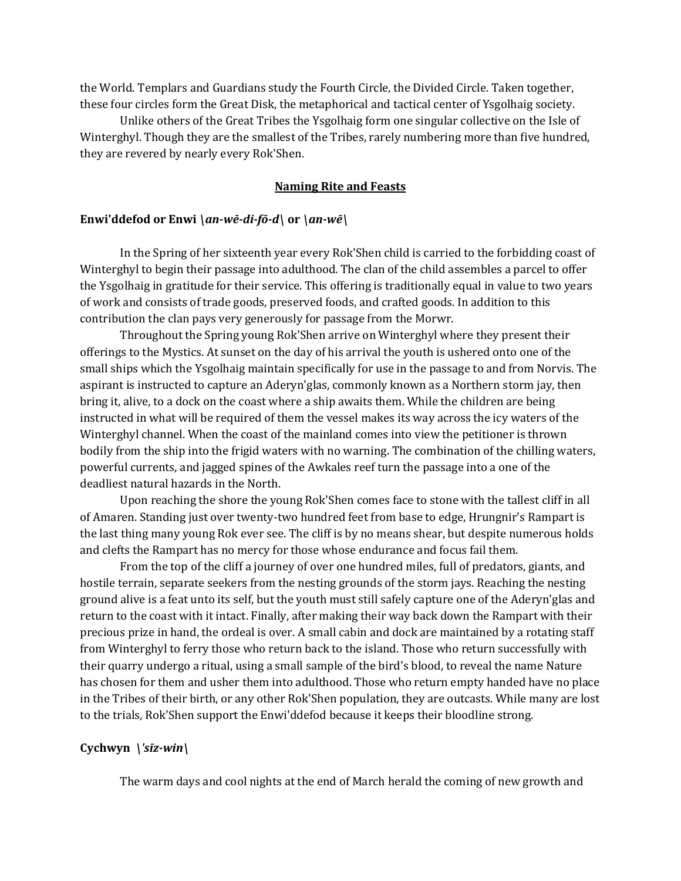the World. Templars and Guardians study the Fourth Circle, the Divided Circle. Taken together, these four circles form the Great Disk, the metaphorical and tactical center of Ysgolhaig society.

Unlike others of the Great Tribes the Ysgolhaig form one singular collective on the Isle of Winterghyl. Though they are the smallest of the Tribes, rarely numbering more than five hundred, they are revered by nearly every Rok'Shen.

## Naming Rite and Feasts

### Enwi'ddefod or Enwi *\an-wē-di-fō-d\* or *\an-wē\*

In the Spring of her sixteenth year every Rok'Shen child is carried to the forbidding coast of Winterghyl to begin their passage into adulthood. The clan of the child assembles a parcel to offer the Ysgolhaig in gratitude for their service. This offering is traditionally equal in value to two years of work and consists of trade goods, preserved foods, and crafted goods. In addition to this contribution the clan pays very generously for passage from the Morwr.

Throughout the Spring young Rok'Shen arrive on Winterghyl where they present their offerings to the Mystics. At sunset on the day of his arrival the youth is ushered onto one of the small ships which the Ysgolhaig maintain specifically for use in the passage to and from Norvis. The aspirant is instructed to capture an Aderyn'glas, commonly known as a Northern storm jay, then bring it, alive, to a dock on the coast where a ship awaits them. While the children are being instructed in what will be required of them the vessel makes its way across the icy waters of the Winterghyl channel. When the coast of the mainland comes into view the petitioner is thrown bodily from the ship into the frigid waters with no warning. The combination of the chilling waters, powerful currents, and jagged spines of the Awkales reef turn the passage into a one of the deadliest natural hazards in the North.

Upon reaching the shore the young Rok'Shen comes face to stone with the tallest cliff in all of Amaren. Standing just over twenty-two hundred feet from base to edge, Hrungnir's Rampart is the last thing many young Rok ever see. The cliff is by no means shear, but despite numerous holds and clefts the Rampart has no mercy for those whose endurance and focus fail them.

From the top of the cliff a journey of over one hundred miles, full of predators, giants, and hostile terrain, separate seekers from the nesting grounds of the storm jays. Reaching the nesting ground alive is a feat unto its self, but the youth must still safely capture one of the Aderyn'glas and return to the coast with it intact. Finally, after making their way back down the Rampart with their precious prize in hand, the ordeal is over. A small cabin and dock are maintained by a rotating staff from Winterghyl to ferry those who return back to the island. Those who return successfully with their quarry undergo a ritual, using a small sample of the bird's blood, to reveal the name Nature has chosen for them and usher them into adulthood. Those who return empty handed have no place in the Tribes of their birth, or any other Rok'Shen population, they are outcasts. While many are lost to the trials, Rok'Shen support the Enwi'ddefod because it keeps their bloodline strong.

### Cychwyn *\'sīz-win\*

The warm days and cool nights at the end of March herald the coming of new growth and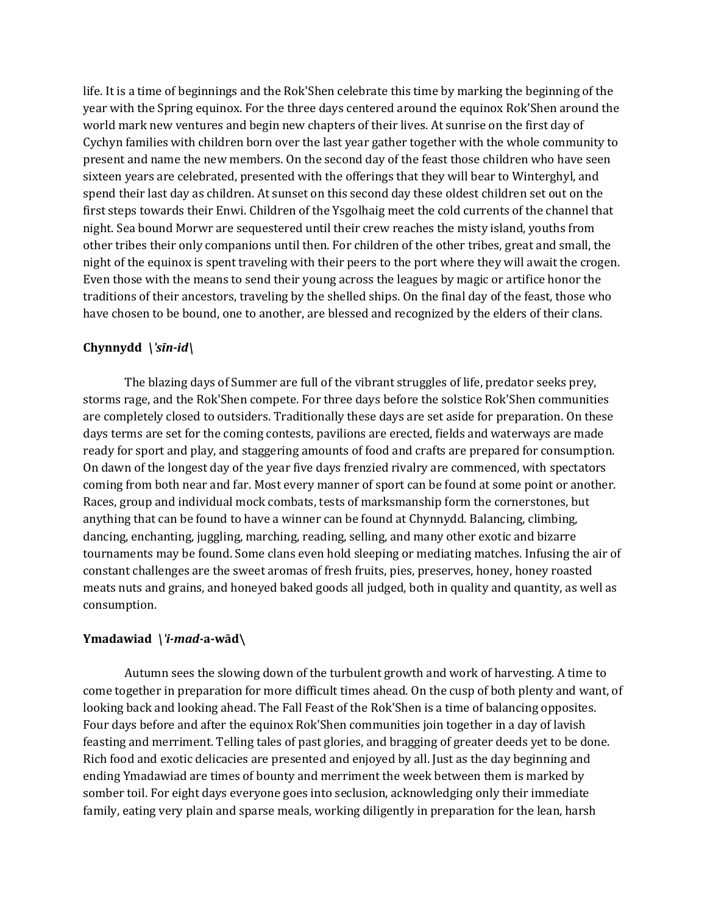life. It is a time of beginnings and the Rok'Shen celebrate this time by marking the beginning of the year with the Spring equinox. For the three days centered around the equinox Rok'Shen around the world mark new ventures and begin new chapters of their lives. At sunrise on the first day of Cychyn families with children born over the last year gather together with the whole community to present and name the new members. On the second day of the feast those children who have seen sixteen years are celebrated, presented with the offerings that they will bear to Winterghyl, and spend their last day as children. At sunset on this second day these oldest children set out on the first steps towards their Enwi. Children of the Ysgolhaig meet the cold currents of the channel that night. Sea bound Morwr are sequestered until their crew reaches the misty island, youths from other tribes their only companions until then. For children of the other tribes, great and small, the night of the equinox is spent traveling with their peers to the port where they will await the crogen. Even those with the means to send their young across the leagues by magic or artifice honor the traditions of their ancestors, traveling by the shelled ships. On the final day of the feast, those who have chosen to be bound, one to another, are blessed and recognized by the elders of their clans.

### Chynnydd \\'*sīn-id*\\

The blazing days of Summer are full of the vibrant struggles of life, predator seeks prey, storms rage, and the Rok'Shen compete. For three days before the solstice Rok'Shen communities are completely closed to outsiders. Traditionally these days are set aside for preparation. On these days terms are set for the coming contests, pavilions are erected, fields and waterways are made ready for sport and play, and staggering amounts of food and crafts are prepared for consumption. On dawn of the longest day of the year five days frenzied rivalry are commenced, with spectators coming from both near and far. Most every manner of sport can be found at some point or another. Races, group and individual mock combats, tests of marksmanship form the cornerstones, but anything that can be found to have a winner can be found at Chynnydd. Balancing, climbing, dancing, enchanting, juggling, marching, reading, selling, and many other exotic and bizarre tournaments may be found. Some clans even hold sleeping or mediating matches. Infusing the air of constant challenges are the sweet aromas of fresh fruits, pies, preserves, honey, honey roasted meats nuts and grains, and honeyed baked goods all judged, both in quality and quantity, as well as consumption.

### Ymadawiad \\'*i-mad*-a-wād\\

Autumn sees the slowing down of the turbulent growth and work of harvesting. A time to come together in preparation for more difficult times ahead. On the cusp of both plenty and want, of looking back and looking ahead. The Fall Feast of the Rok'Shen is a time of balancing opposites. Four days before and after the equinox Rok'Shen communities join together in a day of lavish feasting and merriment. Telling tales of past glories, and bragging of greater deeds yet to be done. Rich food and exotic delicacies are presented and enjoyed by all. Just as the day beginning and ending Ymadawiad are times of bounty and merriment the week between them is marked by somber toil. For eight days everyone goes into seclusion, acknowledging only their immediate family, eating very plain and sparse meals, working diligently in preparation for the lean, harsh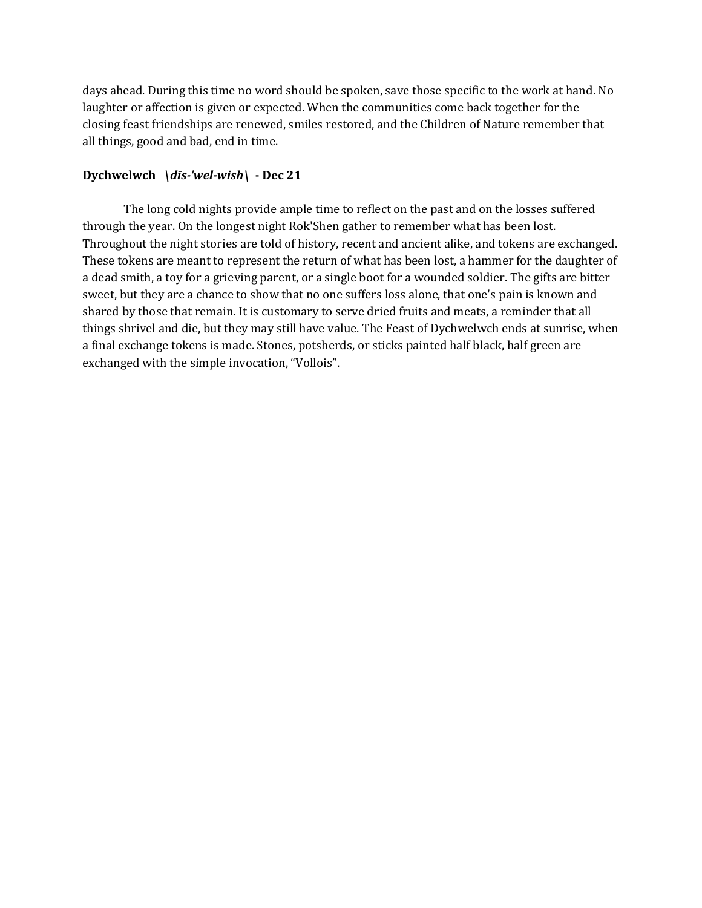days ahead. During this time no word should be spoken, save those specific to the work at hand. No laughter or affection is given or expected. When the communities come back together for the closing feast friendships are renewed, smiles restored, and the Children of Nature remember that all things, good and bad, end in time.

**Dychwelwch \\*dīs-'wel-wish*\\ - Dec 21**

The long cold nights provide ample time to reflect on the past and on the losses suffered through the year. On the longest night Rok'Shen gather to remember what has been lost. Throughout the night stories are told of history, recent and ancient alike, and tokens are exchanged. These tokens are meant to represent the return of what has been lost, a hammer for the daughter of a dead smith, a toy for a grieving parent, or a single boot for a wounded soldier. The gifts are bitter sweet, but they are a chance to show that no one suffers loss alone, that one's pain is known and shared by those that remain. It is customary to serve dried fruits and meats, a reminder that all things shrivel and die, but they may still have value. The Feast of Dychwelwch ends at sunrise, when a final exchange tokens is made. Stones, potsherds, or sticks painted half black, half green are exchanged with the simple invocation, "Vollois".